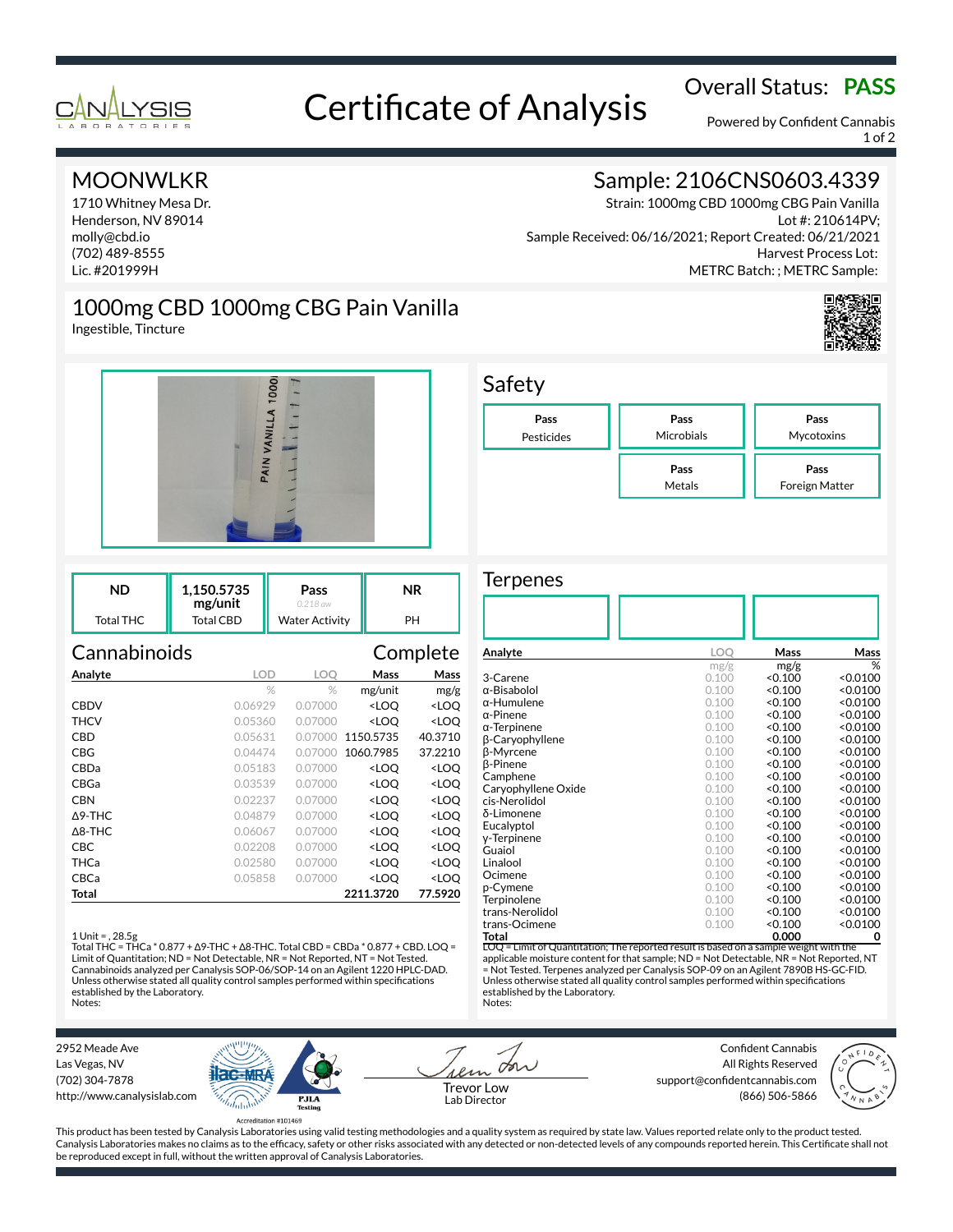# Certificate of Analysis

Overall Status: **PASS**

Powered by Confident Cannabis

## MOONWLKR

1710 Whitney Mesa Dr.
Henderson, NV 89014
molly@cbd.io
(702) 489-8555
Lic. #201999H

## Sample: 2106CNS0603.4339

Strain: 1000mg CBD 1000mg CBG Pain Vanilla
Lot #: 210614PV;
Sample Received: 06/16/2021; Report Created: 06/21/2021
Harvest Process Lot:
METRC Batch: ; METRC Sample:

## 1000mg CBD 1000mg CBG Pain Vanilla

Ingestible, Tincture

## Safety

| Pesticides | Microbials | Mycotoxins | Metals | Foreign Matter |
|---|---|---|---|---|
| Pass | Pass | Pass | Pass | Pass |

| Total THC | Total CBD | Water Activity | PH |
|---|---|---|---|
| ND | 1,150.5735 mg/unit | Pass (0.218 aw) | NR |

## Cannabinoids — Complete

| Analyte | LOD | LOQ | Mass | Mass |
|---|---|---|---|---|
| | % | % | mg/unit | mg/g |
| CBDV | 0.06929 | 0.07000 | <LOQ | <LOQ |
| THCV | 0.05360 | 0.07000 | <LOQ | <LOQ |
| CBD | 0.05631 | 0.07000 | 1150.5735 | 40.3710 |
| CBG | 0.04474 | 0.07000 | 1060.7985 | 37.2210 |
| CBDa | 0.05183 | 0.07000 | <LOQ | <LOQ |
| CBGa | 0.03539 | 0.07000 | <LOQ | <LOQ |
| CBN | 0.02237 | 0.07000 | <LOQ | <LOQ |
| Δ9-THC | 0.04879 | 0.07000 | <LOQ | <LOQ |
| Δ8-THC | 0.06067 | 0.07000 | <LOQ | <LOQ |
| CBC | 0.02208 | 0.07000 | <LOQ | <LOQ |
| THCa | 0.02580 | 0.07000 | <LOQ | <LOQ |
| CBCa | 0.05858 | 0.07000 | <LOQ | <LOQ |
| **Total** | | | **2211.3720** | **77.5920** |

1 Unit = , 28.5g
Total THC = THCa * 0.877 + Δ9-THC + Δ8-THC. Total CBD = CBDa * 0.877 + CBD. LOQ = Limit of Quantitation; ND = Not Detectable, NR = Not Reported, NT = Not Tested. Cannabinoids analyzed per Canalysis SOP-06/SOP-14 on an Agilent 1220 HPLC-DAD. Unless otherwise stated all quality control samples performed within specifications established by the Laboratory.
Notes:

## Terpenes

| Analyte | LOQ | Mass | Mass |
|---|---|---|---|
| | mg/g | mg/g | % |
| 3-Carene | 0.100 | <0.100 | <0.0100 |
| α-Bisabolol | 0.100 | <0.100 | <0.0100 |
| α-Humulene | 0.100 | <0.100 | <0.0100 |
| α-Pinene | 0.100 | <0.100 | <0.0100 |
| α-Terpinene | 0.100 | <0.100 | <0.0100 |
| β-Caryophyllene | 0.100 | <0.100 | <0.0100 |
| β-Myrcene | 0.100 | <0.100 | <0.0100 |
| β-Pinene | 0.100 | <0.100 | <0.0100 |
| Camphene | 0.100 | <0.100 | <0.0100 |
| Caryophyllene Oxide | 0.100 | <0.100 | <0.0100 |
| cis-Nerolidol | 0.100 | <0.100 | <0.0100 |
| δ-Limonene | 0.100 | <0.100 | <0.0100 |
| Eucalyptol | 0.100 | <0.100 | <0.0100 |
| γ-Terpinene | 0.100 | <0.100 | <0.0100 |
| Guaiol | 0.100 | <0.100 | <0.0100 |
| Linalool | 0.100 | <0.100 | <0.0100 |
| Ocimene | 0.100 | <0.100 | <0.0100 |
| p-Cymene | 0.100 | <0.100 | <0.0100 |
| Terpinolene | 0.100 | <0.100 | <0.0100 |
| trans-Nerolidol | 0.100 | <0.100 | <0.0100 |
| trans-Ocimene | 0.100 | <0.100 | <0.0100 |
| **Total** | | **0.000** | **0** |

LOQ = Limit of Quantitation; The reported result is based on a sample weight with the applicable moisture content for that sample; ND = Not Detectable, NR = Not Reported, NT = Not Tested. Terpenes analyzed per Canalysis SOP-09 on an Agilent 7890B HS-GC-FID. Unless otherwise stated all quality control samples performed within specifications established by the Laboratory.
Notes:

2952 Meade Ave
Las Vegas, NV
(702) 304-7878
http://www.canalysislab.com

Accreditation #101469

Trevor Low
Lab Director

Confident Cannabis
All Rights Reserved
support@confidentcannabis.com
(866) 506-5866

This product has been tested by Canalysis Laboratories using valid testing methodologies and a quality system as required by state law. Values reported relate only to the product tested. Canalysis Laboratories makes no claims as to the efficacy, safety or other risks associated with any detected or non-detected levels of any compounds reported herein. This Certificate shall not be reproduced except in full, without the written approval of Canalysis Laboratories.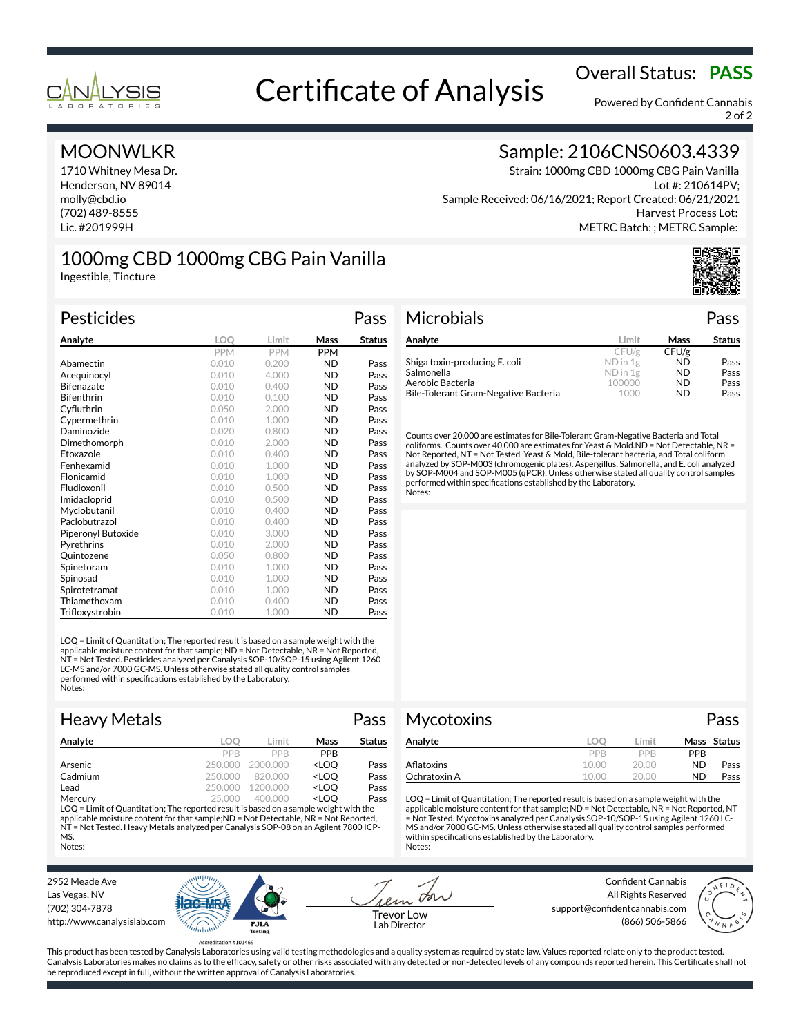# Certificate of Analysis

Overall Status: **PASS**

Powered by Confident Cannabis

## MOONWLKR

1710 Whitney Mesa Dr.
Henderson, NV 89014
molly@cbd.io
(702) 489-8555
Lic. #201999H

## Sample: 2106CNS0603.4339

Strain: 1000mg CBD 1000mg CBG Pain Vanilla
Lot #: 210614PV;
Sample Received: 06/16/2021; Report Created: 06/21/2021
Harvest Process Lot:
METRC Batch: ; METRC Sample:

## 1000mg CBD 1000mg CBG Pain Vanilla

Ingestible, Tincture

### Pesticides — Pass

| Analyte | LOQ | Limit | Mass | Status |
|---|---|---|---|---|
| | PPM | PPM | PPM | |
| Abamectin | 0.010 | 0.200 | ND | Pass |
| Acequinocyl | 0.010 | 4.000 | ND | Pass |
| Bifenazate | 0.010 | 0.400 | ND | Pass |
| Bifenthrin | 0.010 | 0.100 | ND | Pass |
| Cyfluthrin | 0.050 | 2.000 | ND | Pass |
| Cypermethrin | 0.010 | 1.000 | ND | Pass |
| Daminozide | 0.020 | 0.800 | ND | Pass |
| Dimethomorph | 0.010 | 2.000 | ND | Pass |
| Etoxazole | 0.010 | 0.400 | ND | Pass |
| Fenhexamid | 0.010 | 1.000 | ND | Pass |
| Flonicamid | 0.010 | 1.000 | ND | Pass |
| Fludioxonil | 0.010 | 0.500 | ND | Pass |
| Imidacloprid | 0.010 | 0.500 | ND | Pass |
| Myclobutanil | 0.010 | 0.400 | ND | Pass |
| Paclobutrazol | 0.010 | 0.400 | ND | Pass |
| Piperonyl Butoxide | 0.010 | 3.000 | ND | Pass |
| Pyrethrins | 0.010 | 2.000 | ND | Pass |
| Quintozene | 0.050 | 0.800 | ND | Pass |
| Spinetoram | 0.010 | 1.000 | ND | Pass |
| Spinosad | 0.010 | 1.000 | ND | Pass |
| Spirotetramat | 0.010 | 1.000 | ND | Pass |
| Thiamethoxam | 0.010 | 0.400 | ND | Pass |
| Trifloxystrobin | 0.010 | 1.000 | ND | Pass |

LOQ = Limit of Quantitation; The reported result is based on a sample weight with the applicable moisture content for that sample; ND = Not Detectable, NR = Not Reported, NT = Not Tested. Pesticides analyzed per Canalysis SOP-10/SOP-15 using Agilent 1260 LC-MS and/or 7000 GC-MS. Unless otherwise stated all quality control samples performed within specifications established by the Laboratory.
Notes:

### Microbials — Pass

| Analyte | Limit | Mass | Status |
|---|---|---|---|
| | CFU/g | CFU/g | |
| Shiga toxin-producing E. coli | ND in 1g | ND | Pass |
| Salmonella | ND in 1g | ND | Pass |
| Aerobic Bacteria | 100000 | ND | Pass |
| Bile-Tolerant Gram-Negative Bacteria | 1000 | ND | Pass |

Counts over 20,000 are estimates for Bile-Tolerant Gram-Negative Bacteria and Total coliforms. Counts over 40,000 are estimates for Yeast & Mold.ND = Not Detectable, NR = Not Reported, NT = Not Tested. Yeast & Mold, Bile-tolerant bacteria, and Total coliform analyzed by SOP-M003 (chromogenic plates). Aspergillus, Salmonella, and E. coli analyzed by SOP-M004 and SOP-M005 (qPCR). Unless otherwise stated all quality control samples performed within specifications established by the Laboratory.
Notes:

### Heavy Metals — Pass

| Analyte | LOQ | Limit | Mass | Status |
|---|---|---|---|---|
| | PPB | PPB | PPB | |
| Arsenic | 250.000 | 2000.000 | <LOQ | Pass |
| Cadmium | 250.000 | 820.000 | <LOQ | Pass |
| Lead | 250.000 | 1200.000 | <LOQ | Pass |
| Mercury | 25.000 | 400.000 | <LOQ | Pass |

LOQ = Limit of Quantitation; The reported result is based on a sample weight with the applicable moisture content for that sample;ND = Not Detectable, NR = Not Reported, NT = Not Tested. Heavy Metals analyzed per Canalysis SOP-08 on an Agilent 7800 ICP-MS.
Notes:

### Mycotoxins — Pass

| Analyte | LOQ | Limit | Mass | Status |
|---|---|---|---|---|
| | PPB | PPB | PPB | |
| Aflatoxins | 10.00 | 20.00 | ND | Pass |
| Ochratoxin A | 10.00 | 20.00 | ND | Pass |

LOQ = Limit of Quantitation; The reported result is based on a sample weight with the applicable moisture content for that sample; ND = Not Detectable, NR = Not Reported, NT = Not Tested. Mycotoxins analyzed per Canalysis SOP-10/SOP-15 using Agilent 1260 LC-MS and/or 7000 GC-MS. Unless otherwise stated all quality control samples performed within specifications established by the Laboratory.
Notes:

2952 Meade Ave
Las Vegas, NV
(702) 304-7878
http://www.canalysislab.com

Accreditation #101469

Trevor Low
Lab Director

Confident Cannabis
All Rights Reserved
support@confidentcannabis.com
(866) 506-5866

This product has been tested by Canalysis Laboratories using valid testing methodologies and a quality system as required by state law. Values reported relate only to the product tested. Canalysis Laboratories makes no claims as to the efficacy, safety or other risks associated with any detected or non-detected levels of any compounds reported herein. This Certificate shall not be reproduced except in full, without the written approval of Canalysis Laboratories.